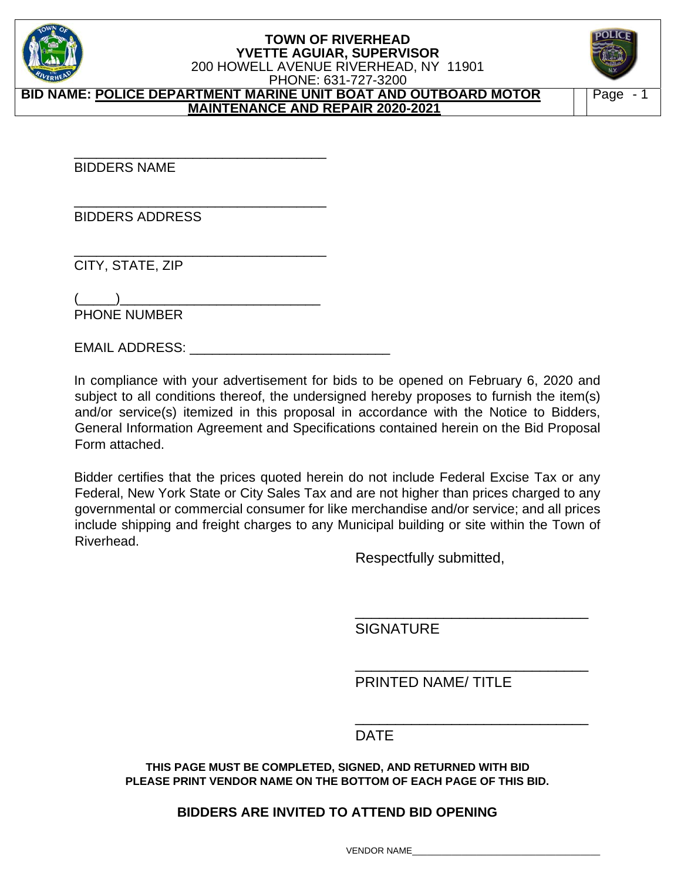**TOWN OF RIVERHEAD**
**YVETTE AGUIAR, SUPERVISOR**
200 HOWELL AVENUE RIVERHEAD, NY 11901
PHONE: 631-727-3200

**BID NAME: POLICE DEPARTMENT MARINE UNIT BOAT AND OUTBOARD MOTOR MAINTENANCE AND REPAIR 2020-2021**

___________________________________
BIDDERS NAME

___________________________________
BIDDERS ADDRESS

___________________________________
CITY, STATE, ZIP

(_____)___________________________
PHONE NUMBER

EMAIL ADDRESS: ___________________________

In compliance with your advertisement for bids to be opened on February 6, 2020 and subject to all conditions thereof, the undersigned hereby proposes to furnish the item(s) and/or service(s) itemized in this proposal in accordance with the Notice to Bidders, General Information Agreement and Specifications contained herein on the Bid Proposal Form attached.

Bidder certifies that the prices quoted herein do not include Federal Excise Tax or any Federal, New York State or City Sales Tax and are not higher than prices charged to any governmental or commercial consumer for like merchandise and/or service; and all prices include shipping and freight charges to any Municipal building or site within the Town of Riverhead.

Respectfully submitted,

_____________________________
SIGNATURE

_____________________________
PRINTED NAME/ TITLE

_____________________________
DATE

**THIS PAGE MUST BE COMPLETED, SIGNED, AND RETURNED WITH BID**
**PLEASE PRINT VENDOR NAME ON THE BOTTOM OF EACH PAGE OF THIS BID.**

**BIDDERS ARE INVITED TO ATTEND BID OPENING**

VENDOR NAME___________________________________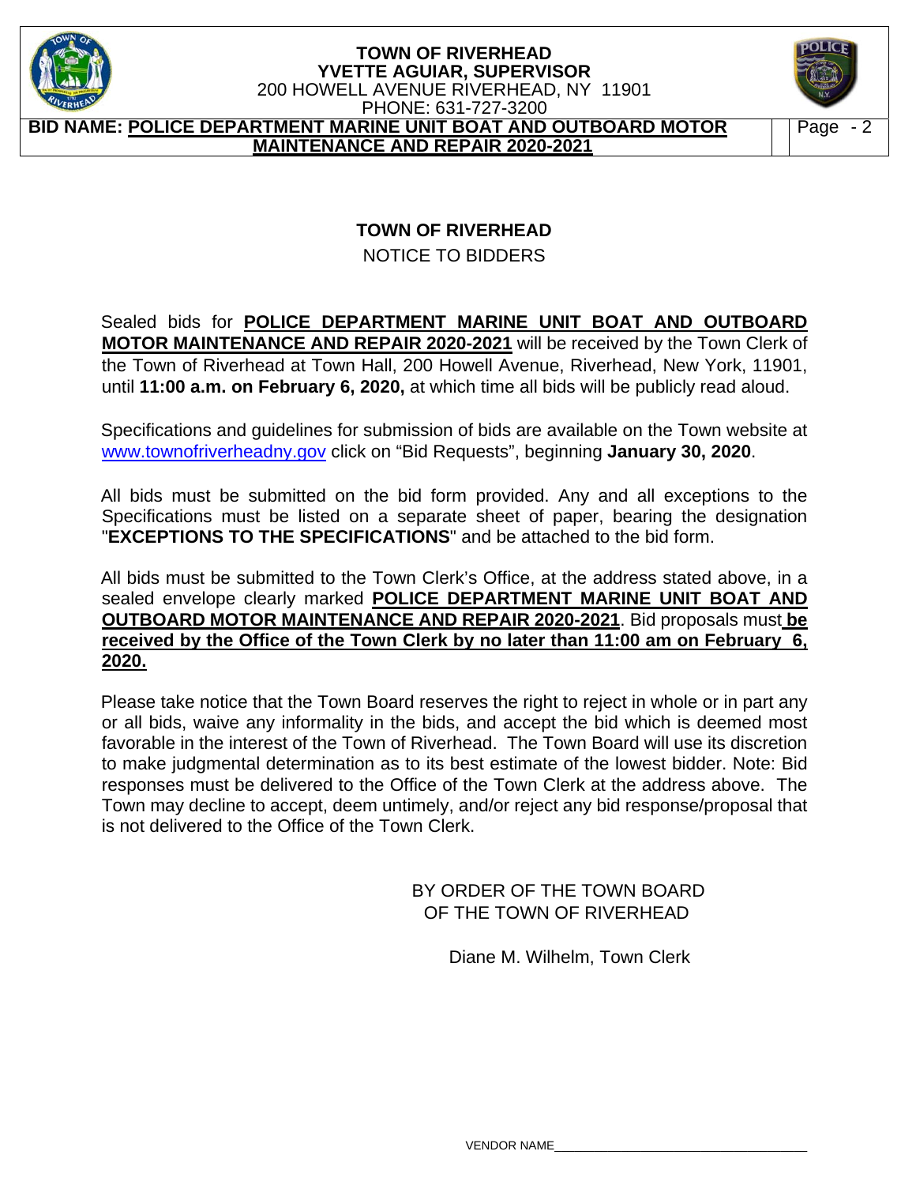# TOWN OF RIVERHEAD

NOTICE TO BIDDERS

Sealed bids for **POLICE DEPARTMENT MARINE UNIT BOAT AND OUTBOARD MOTOR MAINTENANCE AND REPAIR 2020-2021** will be received by the Town Clerk of the Town of Riverhead at Town Hall, 200 Howell Avenue, Riverhead, New York, 11901, until **11:00 a.m. on February 6, 2020,** at which time all bids will be publicly read aloud.

Specifications and guidelines for submission of bids are available on the Town website at www.townofriverheadny.gov click on "Bid Requests", beginning **January 30, 2020**.

All bids must be submitted on the bid form provided. Any and all exceptions to the Specifications must be listed on a separate sheet of paper, bearing the designation "**EXCEPTIONS TO THE SPECIFICATIONS**" and be attached to the bid form.

All bids must be submitted to the Town Clerk's Office, at the address stated above, in a sealed envelope clearly marked **POLICE DEPARTMENT MARINE UNIT BOAT AND OUTBOARD MOTOR MAINTENANCE AND REPAIR 2020-2021**. Bid proposals must **be received by the Office of the Town Clerk by no later than 11:00 am on February 6, 2020.**

Please take notice that the Town Board reserves the right to reject in whole or in part any or all bids, waive any informality in the bids, and accept the bid which is deemed most favorable in the interest of the Town of Riverhead. The Town Board will use its discretion to make judgmental determination as to its best estimate of the lowest bidder. Note: Bid responses must be delivered to the Office of the Town Clerk at the address above. The Town may decline to accept, deem untimely, and/or reject any bid response/proposal that is not delivered to the Office of the Town Clerk.

BY ORDER OF THE TOWN BOARD
OF THE TOWN OF RIVERHEAD

Diane M. Wilhelm, Town Clerk

VENDOR NAME___________________________________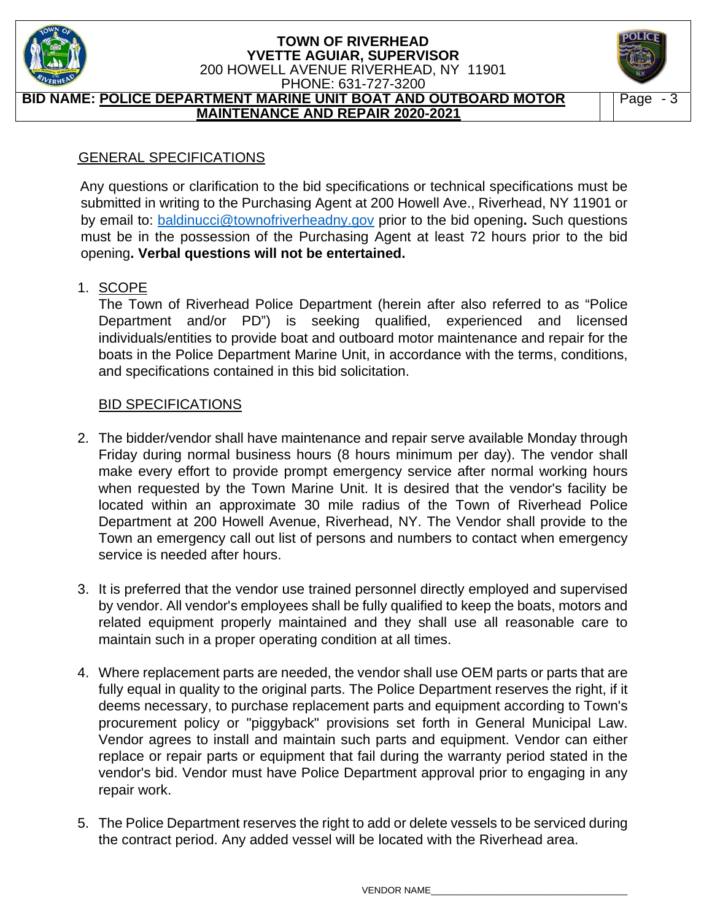## GENERAL SPECIFICATIONS

Any questions or clarification to the bid specifications or technical specifications must be submitted in writing to the Purchasing Agent at 200 Howell Ave., Riverhead, NY 11901 or by email to: baldinucci@townofriverheadny.gov prior to the bid opening**.** Such questions must be in the possession of the Purchasing Agent at least 72 hours prior to the bid opening**. Verbal questions will not be entertained.**

1. SCOPE
   The Town of Riverhead Police Department (herein after also referred to as "Police Department and/or PD") is seeking qualified, experienced and licensed individuals/entities to provide boat and outboard motor maintenance and repair for the boats in the Police Department Marine Unit, in accordance with the terms, conditions, and specifications contained in this bid solicitation.

   BID SPECIFICATIONS

2. The bidder/vendor shall have maintenance and repair serve available Monday through Friday during normal business hours (8 hours minimum per day). The vendor shall make every effort to provide prompt emergency service after normal working hours when requested by the Town Marine Unit. It is desired that the vendor's facility be located within an approximate 30 mile radius of the Town of Riverhead Police Department at 200 Howell Avenue, Riverhead, NY. The Vendor shall provide to the Town an emergency call out list of persons and numbers to contact when emergency service is needed after hours.

3. It is preferred that the vendor use trained personnel directly employed and supervised by vendor. All vendor's employees shall be fully qualified to keep the boats, motors and related equipment properly maintained and they shall use all reasonable care to maintain such in a proper operating condition at all times.

4. Where replacement parts are needed, the vendor shall use OEM parts or parts that are fully equal in quality to the original parts. The Police Department reserves the right, if it deems necessary, to purchase replacement parts and equipment according to Town's procurement policy or "piggyback" provisions set forth in General Municipal Law. Vendor agrees to install and maintain such parts and equipment. Vendor can either replace or repair parts or equipment that fail during the warranty period stated in the vendor's bid. Vendor must have Police Department approval prior to engaging in any repair work.

5. The Police Department reserves the right to add or delete vessels to be serviced during the contract period. Any added vessel will be located with the Riverhead area.

VENDOR NAME\_\_\_\_\_\_\_\_\_\_\_\_\_\_\_\_\_\_\_\_\_\_\_\_\_\_\_\_\_\_\_\_\_\_\_\_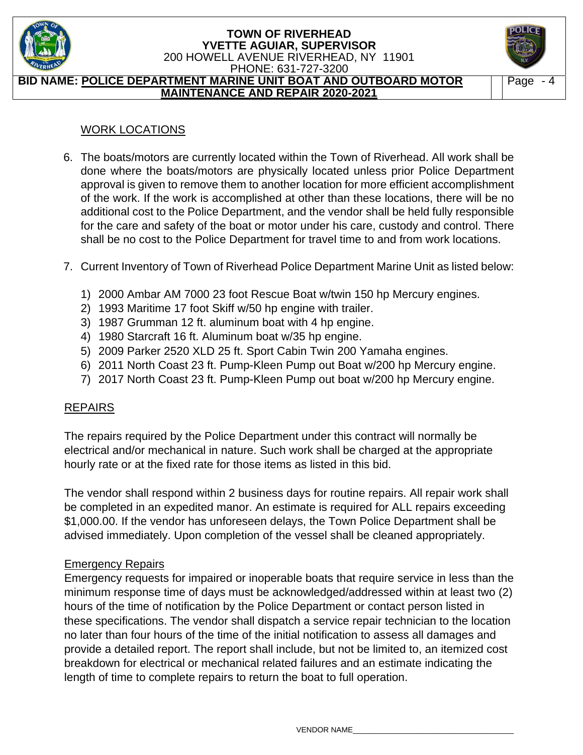## WORK LOCATIONS

6. The boats/motors are currently located within the Town of Riverhead. All work shall be done where the boats/motors are physically located unless prior Police Department approval is given to remove them to another location for more efficient accomplishment of the work. If the work is accomplished at other than these locations, there will be no additional cost to the Police Department, and the vendor shall be held fully responsible for the care and safety of the boat or motor under his care, custody and control. There shall be no cost to the Police Department for travel time to and from work locations.

7. Current Inventory of Town of Riverhead Police Department Marine Unit as listed below:

    1) 2000 Ambar AM 7000 23 foot Rescue Boat w/twin 150 hp Mercury engines.
    2) 1993 Maritime 17 foot Skiff w/50 hp engine with trailer.
    3) 1987 Grumman 12 ft. aluminum boat with 4 hp engine.
    4) 1980 Starcraft 16 ft. Aluminum boat w/35 hp engine.
    5) 2009 Parker 2520 XLD 25 ft. Sport Cabin Twin 200 Yamaha engines.
    6) 2011 North Coast 23 ft. Pump-Kleen Pump out Boat w/200 hp Mercury engine.
    7) 2017 North Coast 23 ft. Pump-Kleen Pump out boat w/200 hp Mercury engine.

## REPAIRS

The repairs required by the Police Department under this contract will normally be electrical and/or mechanical in nature. Such work shall be charged at the appropriate hourly rate or at the fixed rate for those items as listed in this bid.

The vendor shall respond within 2 business days for routine repairs. All repair work shall be completed in an expedited manor. An estimate is required for ALL repairs exceeding \$1,000.00. If the vendor has unforeseen delays, the Town Police Department shall be advised immediately. Upon completion of the vessel shall be cleaned appropriately.

### Emergency Repairs

Emergency requests for impaired or inoperable boats that require service in less than the minimum response time of days must be acknowledged/addressed within at least two (2) hours of the time of notification by the Police Department or contact person listed in these specifications. The vendor shall dispatch a service repair technician to the location no later than four hours of the time of the initial notification to assess all damages and provide a detailed report. The report shall include, but not be limited to, an itemized cost breakdown for electrical or mechanical related failures and an estimate indicating the length of time to complete repairs to return the boat to full operation.

VENDOR NAME\_\_\_\_\_\_\_\_\_\_\_\_\_\_\_\_\_\_\_\_\_\_\_\_\_\_\_\_\_\_\_\_\_\_\_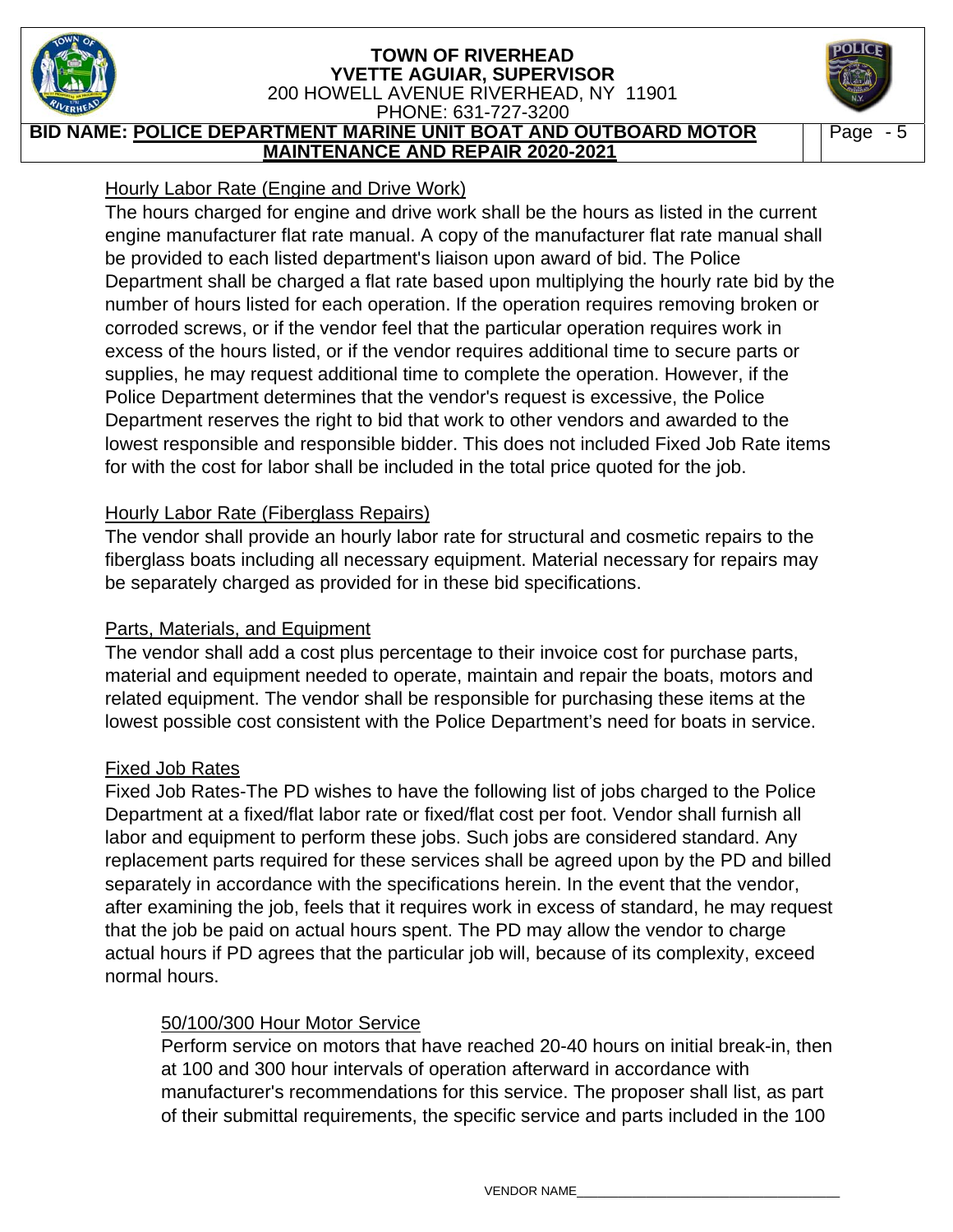### Hourly Labor Rate (Engine and Drive Work)

The hours charged for engine and drive work shall be the hours as listed in the current engine manufacturer flat rate manual. A copy of the manufacturer flat rate manual shall be provided to each listed department's liaison upon award of bid. The Police Department shall be charged a flat rate based upon multiplying the hourly rate bid by the number of hours listed for each operation. If the operation requires removing broken or corroded screws, or if the vendor feel that the particular operation requires work in excess of the hours listed, or if the vendor requires additional time to secure parts or supplies, he may request additional time to complete the operation. However, if the Police Department determines that the vendor's request is excessive, the Police Department reserves the right to bid that work to other vendors and awarded to the lowest responsible and responsible bidder. This does not included Fixed Job Rate items for with the cost for labor shall be included in the total price quoted for the job.

### Hourly Labor Rate (Fiberglass Repairs)

The vendor shall provide an hourly labor rate for structural and cosmetic repairs to the fiberglass boats including all necessary equipment. Material necessary for repairs may be separately charged as provided for in these bid specifications.

### Parts, Materials, and Equipment

The vendor shall add a cost plus percentage to their invoice cost for purchase parts, material and equipment needed to operate, maintain and repair the boats, motors and related equipment. The vendor shall be responsible for purchasing these items at the lowest possible cost consistent with the Police Department's need for boats in service.

### Fixed Job Rates

Fixed Job Rates-The PD wishes to have the following list of jobs charged to the Police Department at a fixed/flat labor rate or fixed/flat cost per foot. Vendor shall furnish all labor and equipment to perform these jobs. Such jobs are considered standard. Any replacement parts required for these services shall be agreed upon by the PD and billed separately in accordance with the specifications herein. In the event that the vendor, after examining the job, feels that it requires work in excess of standard, he may request that the job be paid on actual hours spent. The PD may allow the vendor to charge actual hours if PD agrees that the particular job will, because of its complexity, exceed normal hours.

#### 50/100/300 Hour Motor Service

Perform service on motors that have reached 20-40 hours on initial break-in, then at 100 and 300 hour intervals of operation afterward in accordance with manufacturer's recommendations for this service. The proposer shall list, as part of their submittal requirements, the specific service and parts included in the 100

VENDOR NAME___________________________________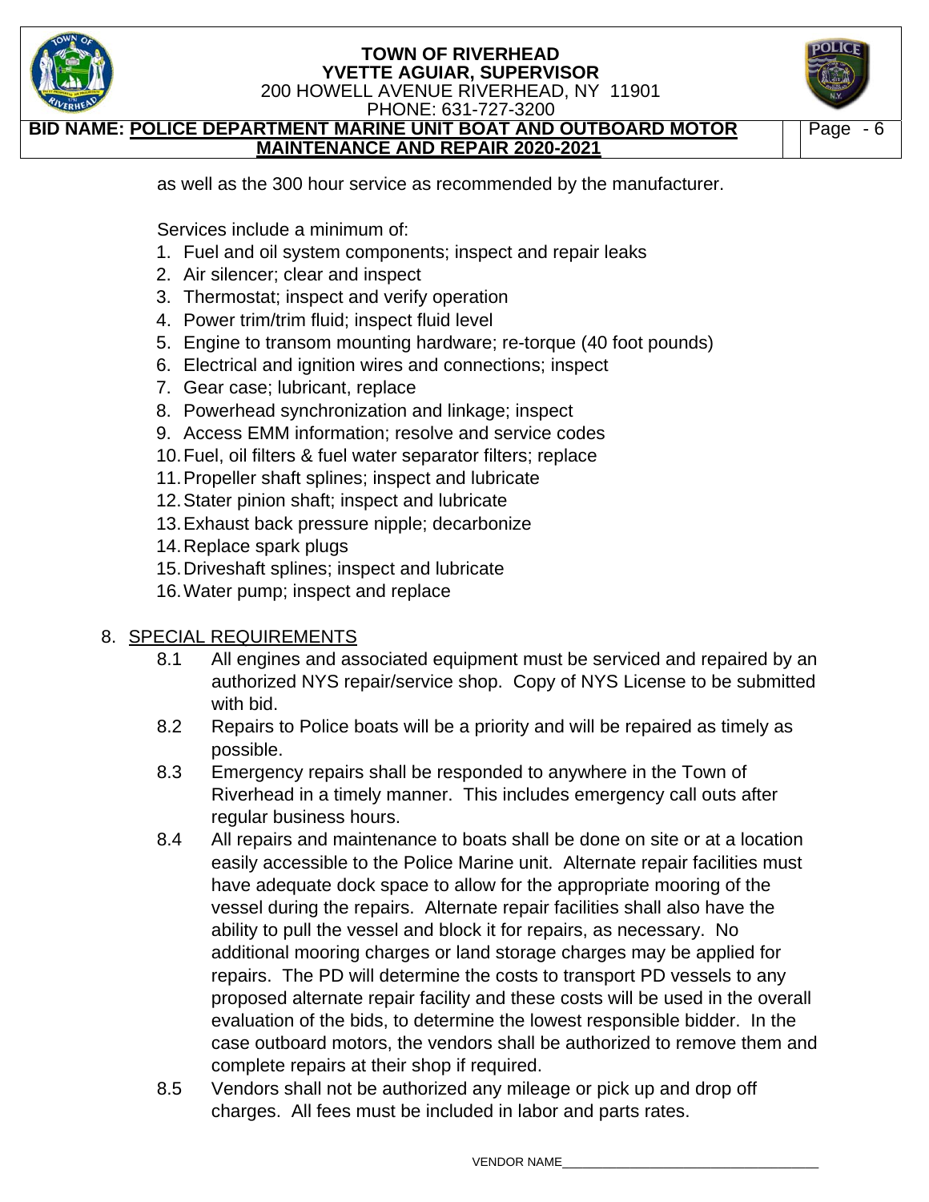as well as the 300 hour service as recommended by the manufacturer.

Services include a minimum of:

1. Fuel and oil system components; inspect and repair leaks
2. Air silencer; clear and inspect
3. Thermostat; inspect and verify operation
4. Power trim/trim fluid; inspect fluid level
5. Engine to transom mounting hardware; re-torque (40 foot pounds)
6. Electrical and ignition wires and connections; inspect
7. Gear case; lubricant, replace
8. Powerhead synchronization and linkage; inspect
9. Access EMM information; resolve and service codes
10. Fuel, oil filters & fuel water separator filters; replace
11. Propeller shaft splines; inspect and lubricate
12. Stater pinion shaft; inspect and lubricate
13. Exhaust back pressure nipple; decarbonize
14. Replace spark plugs
15. Driveshaft splines; inspect and lubricate
16. Water pump; inspect and replace

8. <u>SPECIAL REQUIREMENTS</u>

8.1 All engines and associated equipment must be serviced and repaired by an authorized NYS repair/service shop. Copy of NYS License to be submitted with bid.

8.2 Repairs to Police boats will be a priority and will be repaired as timely as possible.

8.3 Emergency repairs shall be responded to anywhere in the Town of Riverhead in a timely manner. This includes emergency call outs after regular business hours.

8.4 All repairs and maintenance to boats shall be done on site or at a location easily accessible to the Police Marine unit. Alternate repair facilities must have adequate dock space to allow for the appropriate mooring of the vessel during the repairs. Alternate repair facilities shall also have the ability to pull the vessel and block it for repairs, as necessary. No additional mooring charges or land storage charges may be applied for repairs. The PD will determine the costs to transport PD vessels to any proposed alternate repair facility and these costs will be used in the overall evaluation of the bids, to determine the lowest responsible bidder. In the case outboard motors, the vendors shall be authorized to remove them and complete repairs at their shop if required.

8.5 Vendors shall not be authorized any mileage or pick up and drop off charges. All fees must be included in labor and parts rates.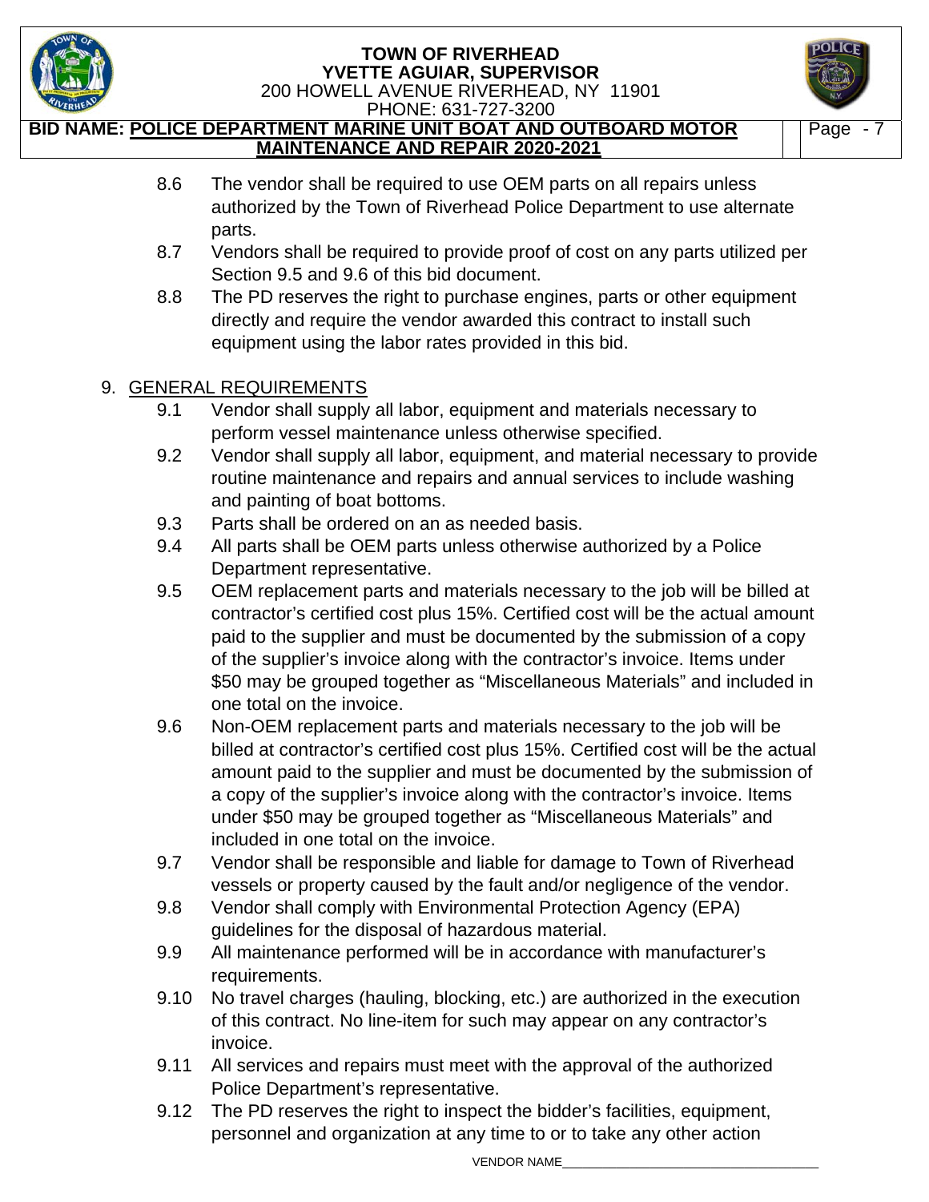8.6 The vendor shall be required to use OEM parts on all repairs unless authorized by the Town of Riverhead Police Department to use alternate parts.

8.7 Vendors shall be required to provide proof of cost on any parts utilized per Section 9.5 and 9.6 of this bid document.

8.8 The PD reserves the right to purchase engines, parts or other equipment directly and require the vendor awarded this contract to install such equipment using the labor rates provided in this bid.

9. GENERAL REQUIREMENTS

9.1 Vendor shall supply all labor, equipment and materials necessary to perform vessel maintenance unless otherwise specified.

9.2 Vendor shall supply all labor, equipment, and material necessary to provide routine maintenance and repairs and annual services to include washing and painting of boat bottoms.

9.3 Parts shall be ordered on an as needed basis.

9.4 All parts shall be OEM parts unless otherwise authorized by a Police Department representative.

9.5 OEM replacement parts and materials necessary to the job will be billed at contractor's certified cost plus 15%. Certified cost will be the actual amount paid to the supplier and must be documented by the submission of a copy of the supplier's invoice along with the contractor's invoice. Items under $50 may be grouped together as "Miscellaneous Materials" and included in one total on the invoice.

9.6 Non-OEM replacement parts and materials necessary to the job will be billed at contractor's certified cost plus 15%. Certified cost will be the actual amount paid to the supplier and must be documented by the submission of a copy of the supplier's invoice along with the contractor's invoice. Items under $50 may be grouped together as "Miscellaneous Materials" and included in one total on the invoice.

9.7 Vendor shall be responsible and liable for damage to Town of Riverhead vessels or property caused by the fault and/or negligence of the vendor.

9.8 Vendor shall comply with Environmental Protection Agency (EPA) guidelines for the disposal of hazardous material.

9.9 All maintenance performed will be in accordance with manufacturer's requirements.

9.10 No travel charges (hauling, blocking, etc.) are authorized in the execution of this contract. No line-item for such may appear on any contractor's invoice.

9.11 All services and repairs must meet with the approval of the authorized Police Department's representative.

9.12 The PD reserves the right to inspect the bidder's facilities, equipment, personnel and organization at any time to or to take any other action

VENDOR NAME___________________________________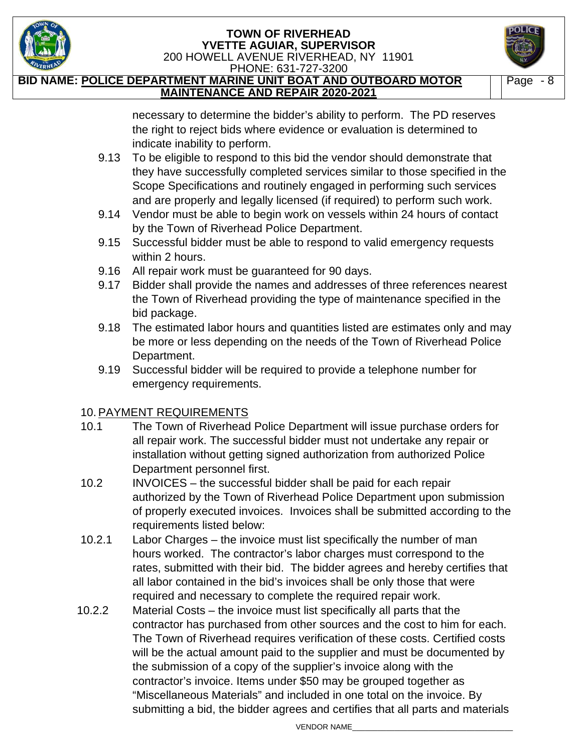necessary to determine the bidder's ability to perform. The PD reserves the right to reject bids where evidence or evaluation is determined to indicate inability to perform.

9.13 To be eligible to respond to this bid the vendor should demonstrate that they have successfully completed services similar to those specified in the Scope Specifications and routinely engaged in performing such services and are properly and legally licensed (if required) to perform such work.

9.14 Vendor must be able to begin work on vessels within 24 hours of contact by the Town of Riverhead Police Department.

9.15 Successful bidder must be able to respond to valid emergency requests within 2 hours.

9.16 All repair work must be guaranteed for 90 days.

9.17 Bidder shall provide the names and addresses of three references nearest the Town of Riverhead providing the type of maintenance specified in the bid package.

9.18 The estimated labor hours and quantities listed are estimates only and may be more or less depending on the needs of the Town of Riverhead Police Department.

9.19 Successful bidder will be required to provide a telephone number for emergency requirements.

## 10. PAYMENT REQUIREMENTS

10.1 The Town of Riverhead Police Department will issue purchase orders for all repair work. The successful bidder must not undertake any repair or installation without getting signed authorization from authorized Police Department personnel first.

10.2 INVOICES – the successful bidder shall be paid for each repair authorized by the Town of Riverhead Police Department upon submission of properly executed invoices. Invoices shall be submitted according to the requirements listed below:

10.2.1 Labor Charges – the invoice must list specifically the number of man hours worked. The contractor's labor charges must correspond to the rates, submitted with their bid. The bidder agrees and hereby certifies that all labor contained in the bid's invoices shall be only those that were required and necessary to complete the required repair work.

10.2.2 Material Costs – the invoice must list specifically all parts that the contractor has purchased from other sources and the cost to him for each. The Town of Riverhead requires verification of these costs. Certified costs will be the actual amount paid to the supplier and must be documented by the submission of a copy of the supplier's invoice along with the contractor's invoice. Items under $50 may be grouped together as "Miscellaneous Materials" and included in one total on the invoice. By submitting a bid, the bidder agrees and certifies that all parts and materials

VENDOR NAME\_\_\_\_\_\_\_\_\_\_\_\_\_\_\_\_\_\_\_\_\_\_\_\_\_\_\_\_\_\_\_\_\_\_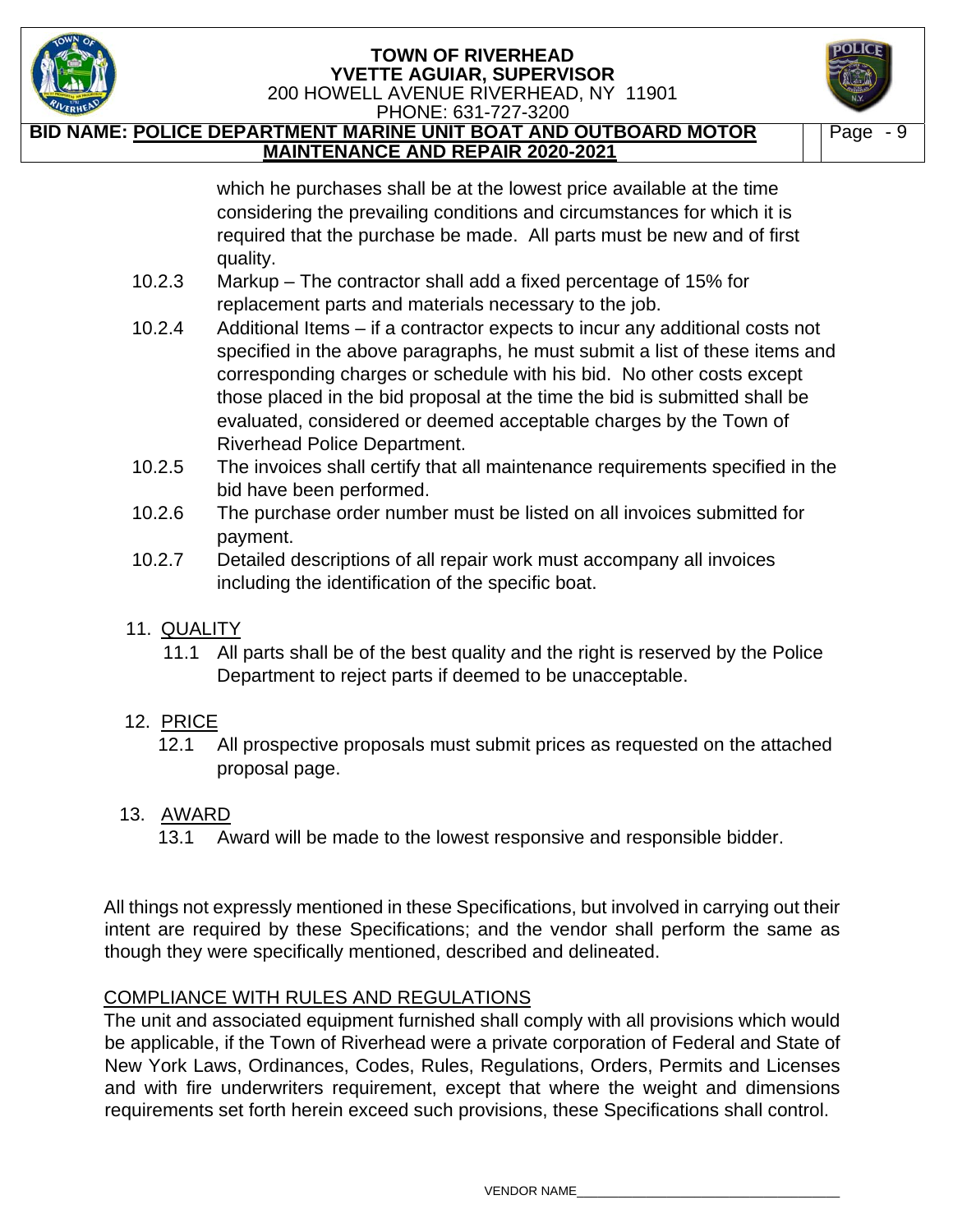which he purchases shall be at the lowest price available at the time considering the prevailing conditions and circumstances for which it is required that the purchase be made. All parts must be new and of first quality.

10.2.3 Markup – The contractor shall add a fixed percentage of 15% for replacement parts and materials necessary to the job.

10.2.4 Additional Items – if a contractor expects to incur any additional costs not specified in the above paragraphs, he must submit a list of these items and corresponding charges or schedule with his bid. No other costs except those placed in the bid proposal at the time the bid is submitted shall be evaluated, considered or deemed acceptable charges by the Town of Riverhead Police Department.

10.2.5 The invoices shall certify that all maintenance requirements specified in the bid have been performed.

10.2.6 The purchase order number must be listed on all invoices submitted for payment.

10.2.7 Detailed descriptions of all repair work must accompany all invoices including the identification of the specific boat.

11. QUALITY

11.1 All parts shall be of the best quality and the right is reserved by the Police Department to reject parts if deemed to be unacceptable.

12. PRICE

12.1 All prospective proposals must submit prices as requested on the attached proposal page.

13. AWARD

13.1 Award will be made to the lowest responsive and responsible bidder.

All things not expressly mentioned in these Specifications, but involved in carrying out their intent are required by these Specifications; and the vendor shall perform the same as though they were specifically mentioned, described and delineated.

COMPLIANCE WITH RULES AND REGULATIONS

The unit and associated equipment furnished shall comply with all provisions which would be applicable, if the Town of Riverhead were a private corporation of Federal and State of New York Laws, Ordinances, Codes, Rules, Regulations, Orders, Permits and Licenses and with fire underwriters requirement, except that where the weight and dimensions requirements set forth herein exceed such provisions, these Specifications shall control.

VENDOR NAME___________________________________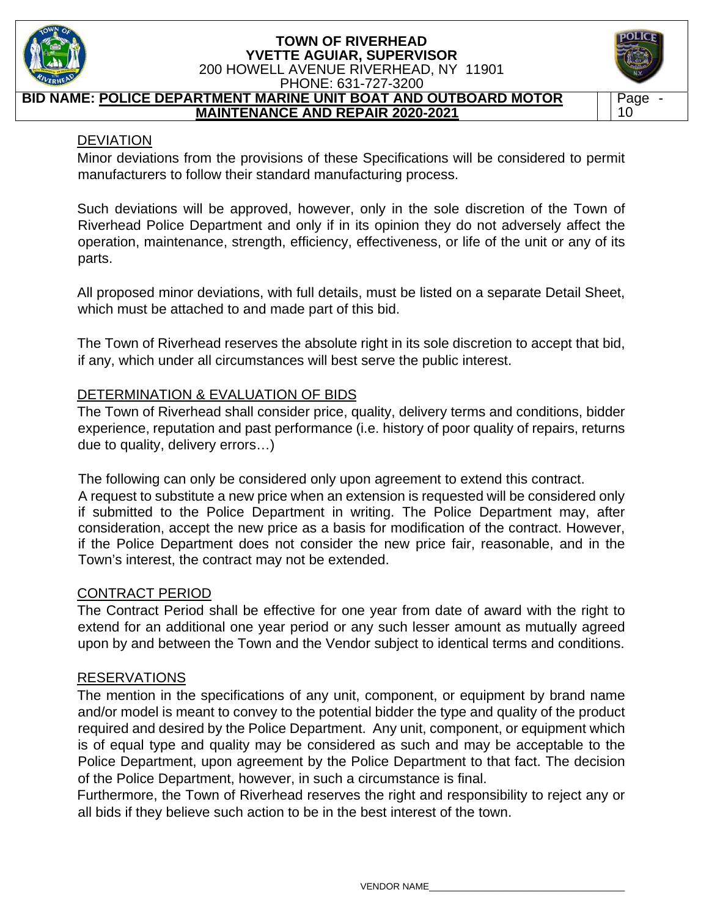## DEVIATION

Minor deviations from the provisions of these Specifications will be considered to permit manufacturers to follow their standard manufacturing process.

Such deviations will be approved, however, only in the sole discretion of the Town of Riverhead Police Department and only if in its opinion they do not adversely affect the operation, maintenance, strength, efficiency, effectiveness, or life of the unit or any of its parts.

All proposed minor deviations, with full details, must be listed on a separate Detail Sheet, which must be attached to and made part of this bid.

The Town of Riverhead reserves the absolute right in its sole discretion to accept that bid, if any, which under all circumstances will best serve the public interest.

## DETERMINATION & EVALUATION OF BIDS

The Town of Riverhead shall consider price, quality, delivery terms and conditions, bidder experience, reputation and past performance (i.e. history of poor quality of repairs, returns due to quality, delivery errors…)

The following can only be considered only upon agreement to extend this contract. A request to substitute a new price when an extension is requested will be considered only if submitted to the Police Department in writing. The Police Department may, after consideration, accept the new price as a basis for modification of the contract. However, if the Police Department does not consider the new price fair, reasonable, and in the Town's interest, the contract may not be extended.

## CONTRACT PERIOD

The Contract Period shall be effective for one year from date of award with the right to extend for an additional one year period or any such lesser amount as mutually agreed upon by and between the Town and the Vendor subject to identical terms and conditions.

## RESERVATIONS

The mention in the specifications of any unit, component, or equipment by brand name and/or model is meant to convey to the potential bidder the type and quality of the product required and desired by the Police Department. Any unit, component, or equipment which is of equal type and quality may be considered as such and may be acceptable to the Police Department, upon agreement by the Police Department to that fact. The decision of the Police Department, however, in such a circumstance is final.

Furthermore, the Town of Riverhead reserves the right and responsibility to reject any or all bids if they believe such action to be in the best interest of the town.

VENDOR NAME___________________________________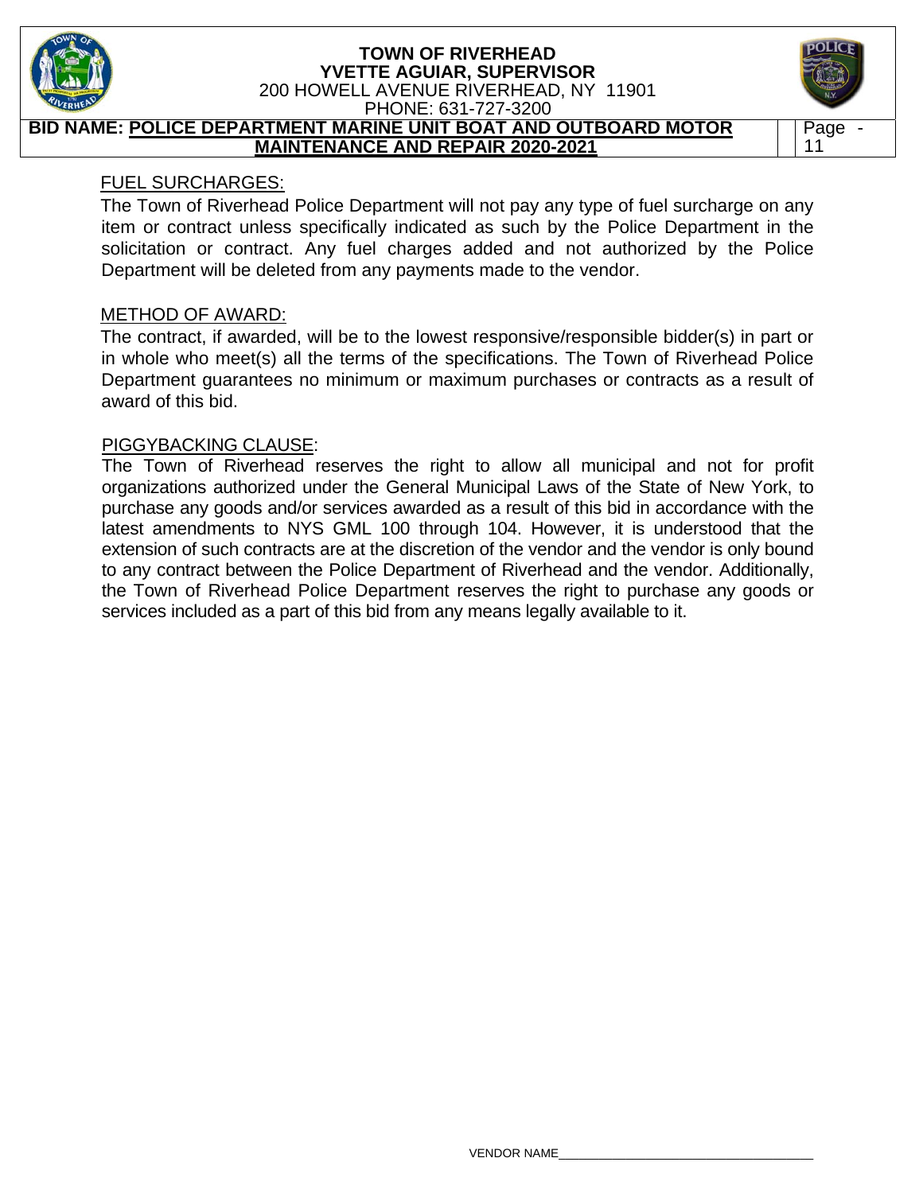## FUEL SURCHARGES:

The Town of Riverhead Police Department will not pay any type of fuel surcharge on any item or contract unless specifically indicated as such by the Police Department in the solicitation or contract. Any fuel charges added and not authorized by the Police Department will be deleted from any payments made to the vendor.

## METHOD OF AWARD:

The contract, if awarded, will be to the lowest responsive/responsible bidder(s) in part or in whole who meet(s) all the terms of the specifications. The Town of Riverhead Police Department guarantees no minimum or maximum purchases or contracts as a result of award of this bid.

## PIGGYBACKING CLAUSE:

The Town of Riverhead reserves the right to allow all municipal and not for profit organizations authorized under the General Municipal Laws of the State of New York, to purchase any goods and/or services awarded as a result of this bid in accordance with the latest amendments to NYS GML 100 through 104. However, it is understood that the extension of such contracts are at the discretion of the vendor and the vendor is only bound to any contract between the Police Department of Riverhead and the vendor. Additionally, the Town of Riverhead Police Department reserves the right to purchase any goods or services included as a part of this bid from any means legally available to it.

VENDOR NAME_______________________________________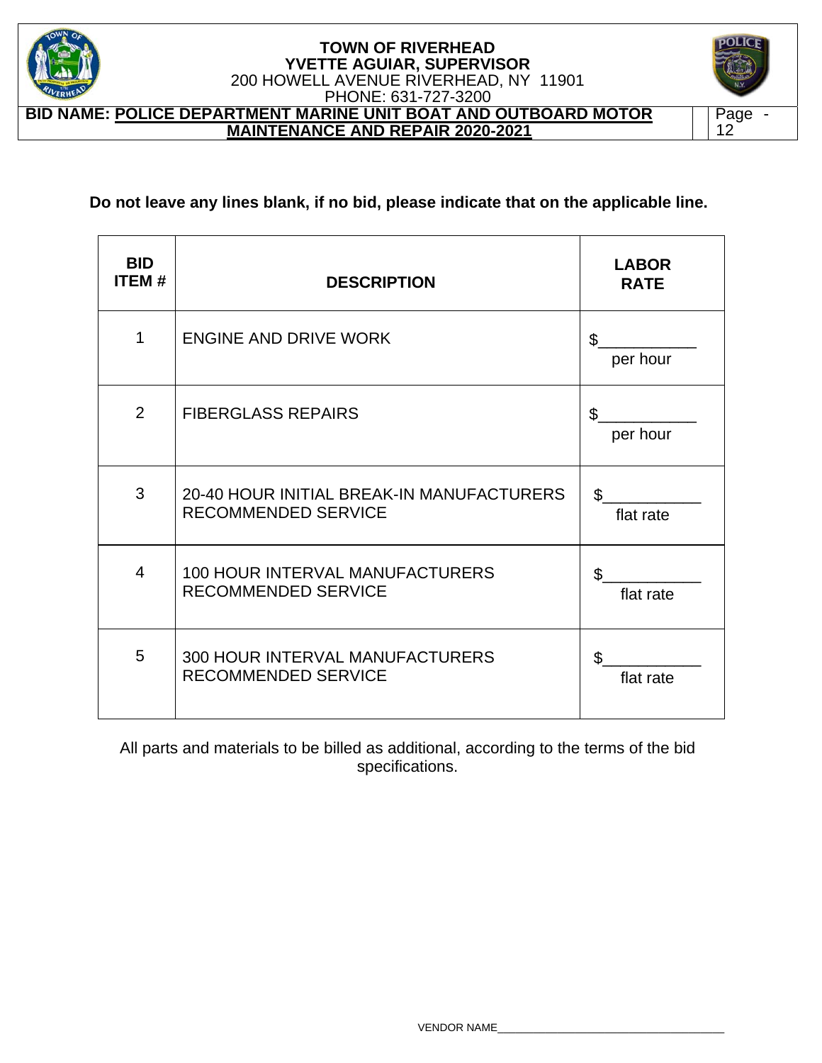**Do not leave any lines blank, if no bid, please indicate that on the applicable line.**

| BID ITEM # | DESCRIPTION | LABOR RATE |
|---|---|---|
| 1 | ENGINE AND DRIVE WORK | $__________ per hour |
| 2 | FIBERGLASS REPAIRS | $__________ per hour |
| 3 | 20-40 HOUR INITIAL BREAK-IN MANUFACTURERS RECOMMENDED SERVICE | $__________ flat rate |
| 4 | 100 HOUR INTERVAL MANUFACTURERS RECOMMENDED SERVICE | $__________ flat rate |
| 5 | 300 HOUR INTERVAL MANUFACTURERS RECOMMENDED SERVICE | $__________ flat rate |

All parts and materials to be billed as additional, according to the terms of the bid specifications.

VENDOR NAME__________________________________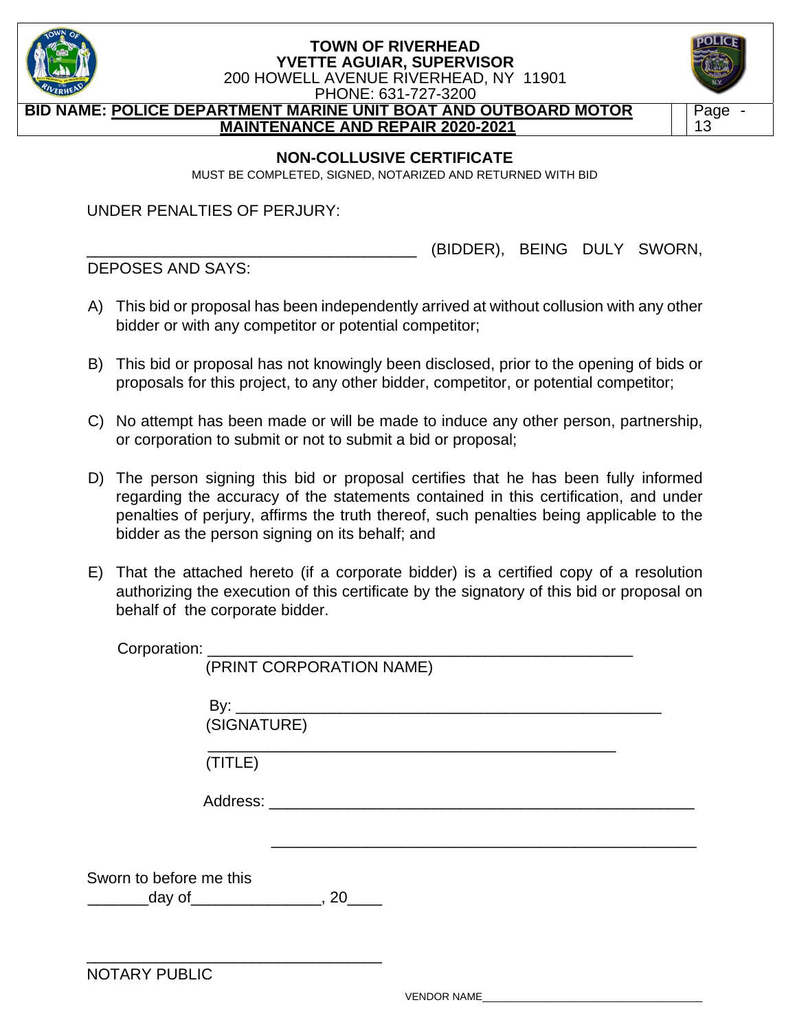## NON-COLLUSIVE CERTIFICATE

MUST BE COMPLETED, SIGNED, NOTARIZED AND RETURNED WITH BID

UNDER PENALTIES OF PERJURY:

______________________________________ (BIDDER), BEING DULY SWORN, DEPOSES AND SAYS:

A) This bid or proposal has been independently arrived at without collusion with any other bidder or with any competitor or potential competitor;

B) This bid or proposal has not knowingly been disclosed, prior to the opening of bids or proposals for this project, to any other bidder, competitor, or potential competitor;

C) No attempt has been made or will be made to induce any other person, partnership, or corporation to submit or not to submit a bid or proposal;

D) The person signing this bid or proposal certifies that he has been fully informed regarding the accuracy of the statements contained in this certification, and under penalties of perjury, affirms the truth thereof, such penalties being applicable to the bidder as the person signing on its behalf; and

E) That the attached hereto (if a corporate bidder) is a certified copy of a resolution authorizing the execution of this certificate by the signatory of this bid or proposal on behalf of the corporate bidder.

Corporation: __________________________________________________
(PRINT CORPORATION NAME)

By: __________________________________________________
(SIGNATURE)

__________________________________________________
(TITLE)

Address: __________________________________________________

__________________________________________________

Sworn to before me this
_______day of_______________, 20____

__________________________________
NOTARY PUBLIC

VENDOR NAME__________________________________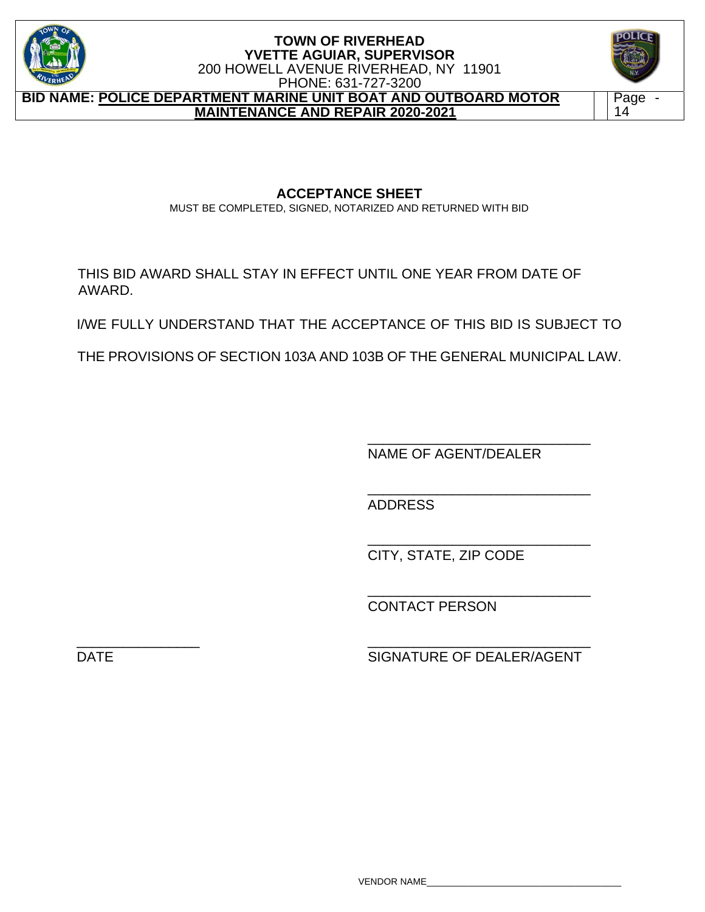## ACCEPTANCE SHEET

MUST BE COMPLETED, SIGNED, NOTARIZED AND RETURNED WITH BID

THIS BID AWARD SHALL STAY IN EFFECT UNTIL ONE YEAR FROM DATE OF AWARD.

I/WE FULLY UNDERSTAND THAT THE ACCEPTANCE OF THIS BID IS SUBJECT TO

THE PROVISIONS OF SECTION 103A AND 103B OF THE GENERAL MUNICIPAL LAW.

______________________________
NAME OF AGENT/DEALER

______________________________
ADDRESS

______________________________
CITY, STATE, ZIP CODE

______________________________
CONTACT PERSON

________________ ______________________________
DATE SIGNATURE OF DEALER/AGENT

VENDOR NAME________________________________________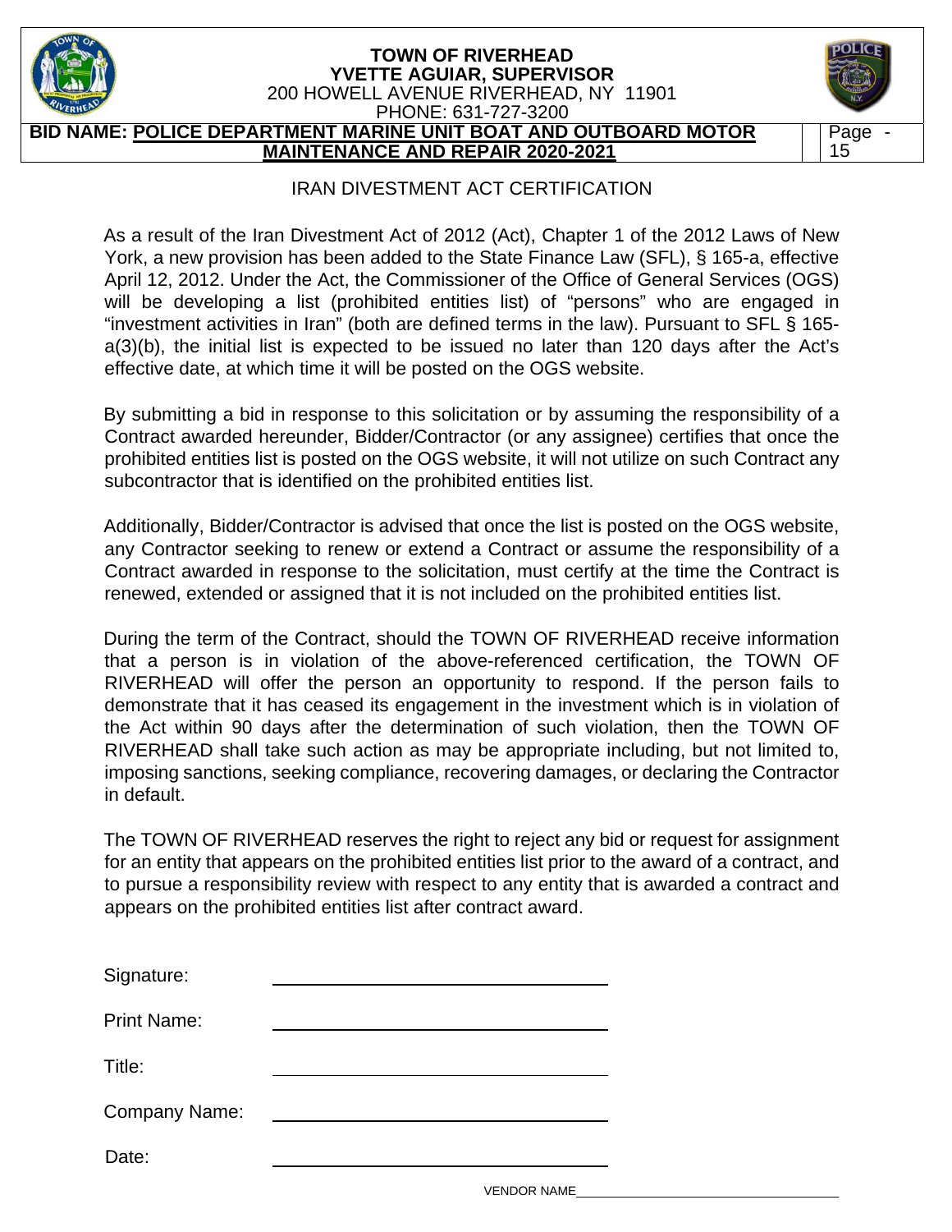# IRAN DIVESTMENT ACT CERTIFICATION

As a result of the Iran Divestment Act of 2012 (Act), Chapter 1 of the 2012 Laws of New York, a new provision has been added to the State Finance Law (SFL), § 165-a, effective April 12, 2012. Under the Act, the Commissioner of the Office of General Services (OGS) will be developing a list (prohibited entities list) of "persons" who are engaged in "investment activities in Iran" (both are defined terms in the law). Pursuant to SFL § 165-a(3)(b), the initial list is expected to be issued no later than 120 days after the Act's effective date, at which time it will be posted on the OGS website.

By submitting a bid in response to this solicitation or by assuming the responsibility of a Contract awarded hereunder, Bidder/Contractor (or any assignee) certifies that once the prohibited entities list is posted on the OGS website, it will not utilize on such Contract any subcontractor that is identified on the prohibited entities list.

Additionally, Bidder/Contractor is advised that once the list is posted on the OGS website, any Contractor seeking to renew or extend a Contract or assume the responsibility of a Contract awarded in response to the solicitation, must certify at the time the Contract is renewed, extended or assigned that it is not included on the prohibited entities list.

During the term of the Contract, should the TOWN OF RIVERHEAD receive information that a person is in violation of the above-referenced certification, the TOWN OF RIVERHEAD will offer the person an opportunity to respond. If the person fails to demonstrate that it has ceased its engagement in the investment which is in violation of the Act within 90 days after the determination of such violation, then the TOWN OF RIVERHEAD shall take such action as may be appropriate including, but not limited to, imposing sanctions, seeking compliance, recovering damages, or declaring the Contractor in default.

The TOWN OF RIVERHEAD reserves the right to reject any bid or request for assignment for an entity that appears on the prohibited entities list prior to the award of a contract, and to pursue a responsibility review with respect to any entity that is awarded a contract and appears on the prohibited entities list after contract award.

Signature: ______________________________

Print Name: ______________________________

Title: ______________________________

Company Name: ______________________________

Date: ______________________________

VENDOR NAME______________________________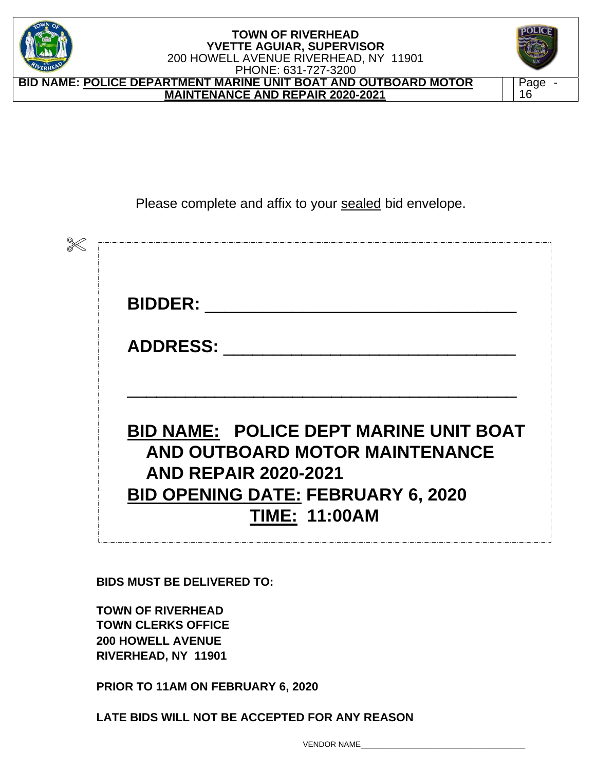Please complete and affix to your sealed bid envelope.

**BIDDER:** ___________________________________

**ADDRESS:** _________________________________

_____________________________________________

**BID NAME: POLICE DEPT MARINE UNIT BOAT AND OUTBOARD MOTOR MAINTENANCE AND REPAIR 2020-2021**

**BID OPENING DATE: FEBRUARY 6, 2020**

**TIME: 11:00AM**

**BIDS MUST BE DELIVERED TO:**

**TOWN OF RIVERHEAD**
**TOWN CLERKS OFFICE**
**200 HOWELL AVENUE**
**RIVERHEAD, NY 11901**

**PRIOR TO 11AM ON FEBRUARY 6, 2020**

**LATE BIDS WILL NOT BE ACCEPTED FOR ANY REASON**

VENDOR NAME___________________________________